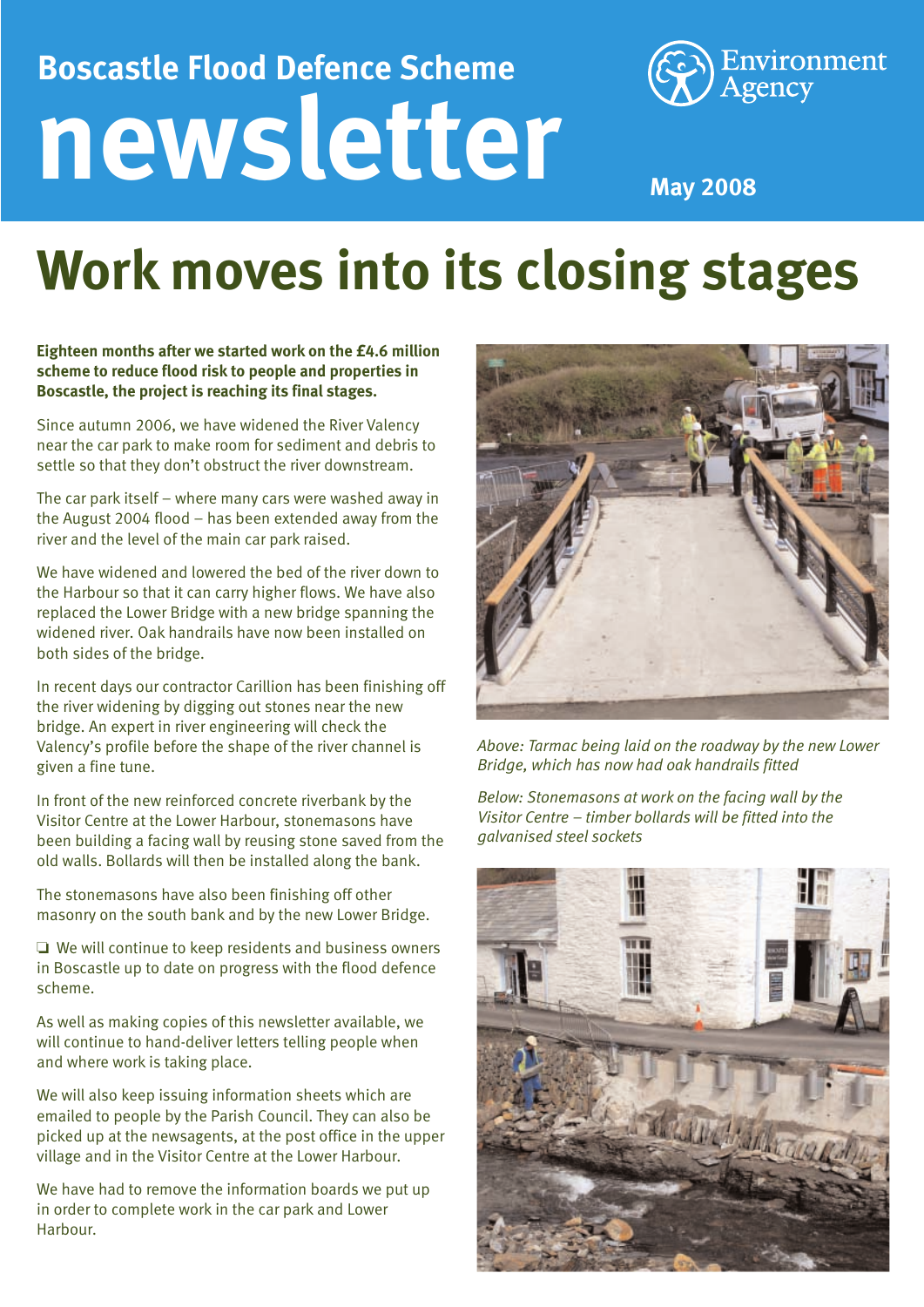# Boscastle Flood Defence Scheme newsletter

Environment Agency

**May 2008**

## Work moves into its closing stages

**Eighteen months after we started work on the £4.6 million scheme to reduce flood risk to people and properties in Boscastle, the project is reaching its final stages.**

Since autumn 2006, we have widened the River Valency near the car park to make room for sediment and debris to settle so that they don't obstruct the river downstream.

The car park itself – where many cars were washed away in the August 2004 flood – has been extended away from the river and the level of the main car park raised.

We have widened and lowered the bed of the river down to the Harbour so that it can carry higher flows. We have also replaced the Lower Bridge with a new bridge spanning the widened river. Oak handrails have now been installed on both sides of the bridge.

In recent days our contractor Carillion has been finishing off the river widening by digging out stones near the new bridge. An expert in river engineering will check the Valency's profile before the shape of the river channel is given a fine tune.

In front of the new reinforced concrete riverbank by the Visitor Centre at the Lower Harbour, stonemasons have been building a facing wall by reusing stone saved from the old walls. Bollards will then be installed along the bank.

The stonemasons have also been finishing off other masonry on the south bank and by the new Lower Bridge.

❏ We will continue to keep residents and business owners in Boscastle up to date on progress with the flood defence scheme.

As well as making copies of this newsletter available, we will continue to hand-deliver letters telling people when and where work is taking place.

We will also keep issuing information sheets which are emailed to people by the Parish Council. They can also be picked up at the newsagents, at the post office in the upper village and in the Visitor Centre at the Lower Harbour.

We have had to remove the information boards we put up in order to complete work in the car park and Lower Harbour.

*Above: Tarmac being laid on the roadway by the new Lower Bridge, which has now had oak handrails fitted*

*Below: Stonemasons at work on the facing wall by the Visitor Centre – timber bollards will be fitted into the galvanised steel sockets*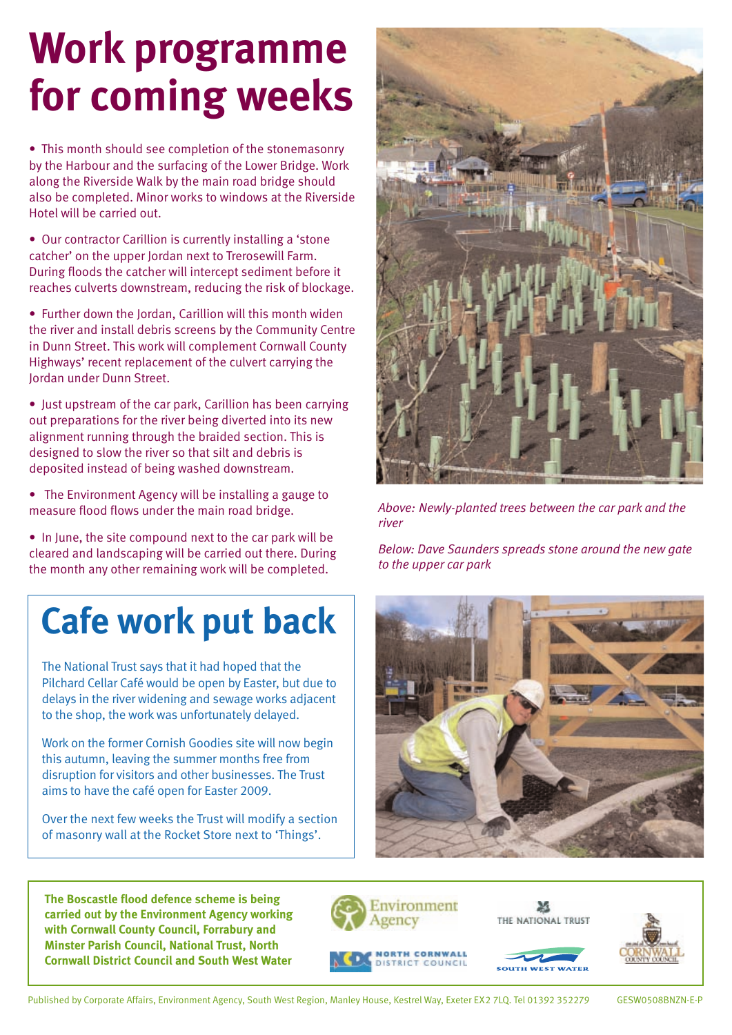# Work programme for coming weeks

- This month should see completion of the stonemasonry by the Harbour and the surfacing of the Lower Bridge. Work along the Riverside Walk by the main road bridge should also be completed. Minor works to windows at the Riverside Hotel will be carried out.
- Our contractor Carillion is currently installing a 'stone catcher' on the upper Jordan next to Trerosewill Farm. During floods the catcher will intercept sediment before it reaches culverts downstream, reducing the risk of blockage.
- Further down the Jordan, Carillion will this month widen the river and install debris screens by the Community Centre in Dunn Street. This work will complement Cornwall County Highways' recent replacement of the culvert carrying the Jordan under Dunn Street.
- Just upstream of the car park, Carillion has been carrying out preparations for the river being diverted into its new alignment running through the braided section. This is designed to slow the river so that silt and debris is deposited instead of being washed downstream.
- The Environment Agency will be installing a gauge to measure flood flows under the main road bridge.
- In June, the site compound next to the car park will be cleared and landscaping will be carried out there. During the month any other remaining work will be completed.

*Above: Newly-planted trees between the car park and the river*

*Below: Dave Saunders spreads stone around the new gate to the upper car park*

# Cafe work put back

The National Trust says that it had hoped that the Pilchard Cellar Café would be open by Easter, but due to delays in the river widening and sewage works adjacent to the shop, the work was unfortunately delayed.

Work on the former Cornish Goodies site will now begin this autumn, leaving the summer months free from disruption for visitors and other businesses. The Trust aims to have the café open for Easter 2009.

Over the next few weeks the Trust will modify a section of masonry wall at the Rocket Store next to 'Things'.

**The Boscastle flood defence scheme is being carried out by the Environment Agency working with Cornwall County Council, Forrabury and Minster Parish Council, National Trust, North Cornwall District Council and South West Water**

Environment Agency

The National Trust

North Cornwall District Council

South West Water

Cornwall County Council

Published by Corporate Affairs, Environment Agency, South West Region, Manley House, Kestrel Way, Exeter EX2 7LQ. Tel 01392 352279 GESW0508BNZN-E-P